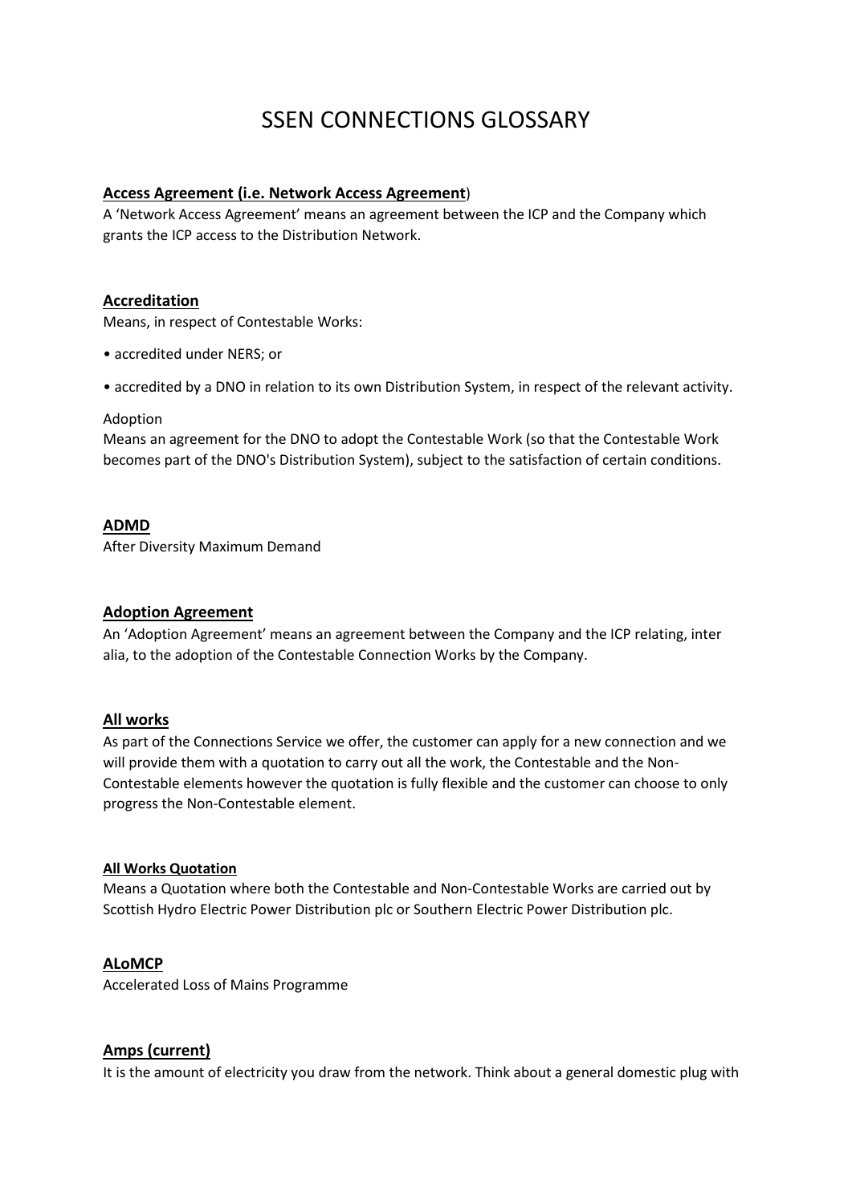# SSEN CONNECTIONS GLOSSARY

**Access Agreement (i.e. Network Access Agreement)**

A 'Network Access Agreement' means an agreement between the ICP and the Company which grants the ICP access to the Distribution Network.

**Accreditation**

Means, in respect of Contestable Works:

- accredited under NERS; or
- accredited by a DNO in relation to its own Distribution System, in respect of the relevant activity.

Adoption

Means an agreement for the DNO to adopt the Contestable Work (so that the Contestable Work becomes part of the DNO's Distribution System), subject to the satisfaction of certain conditions.

**ADMD**

After Diversity Maximum Demand

**Adoption Agreement**

An 'Adoption Agreement' means an agreement between the Company and the ICP relating, inter alia, to the adoption of the Contestable Connection Works by the Company.

**All works**

As part of the Connections Service we offer, the customer can apply for a new connection and we will provide them with a quotation to carry out all the work, the Contestable and the Non-Contestable elements however the quotation is fully flexible and the customer can choose to only progress the Non-Contestable element.

**All Works Quotation**

Means a Quotation where both the Contestable and Non-Contestable Works are carried out by Scottish Hydro Electric Power Distribution plc or Southern Electric Power Distribution plc.

**ALoMCP**

Accelerated Loss of Mains Programme

**Amps (current)**

It is the amount of electricity you draw from the network. Think about a general domestic plug with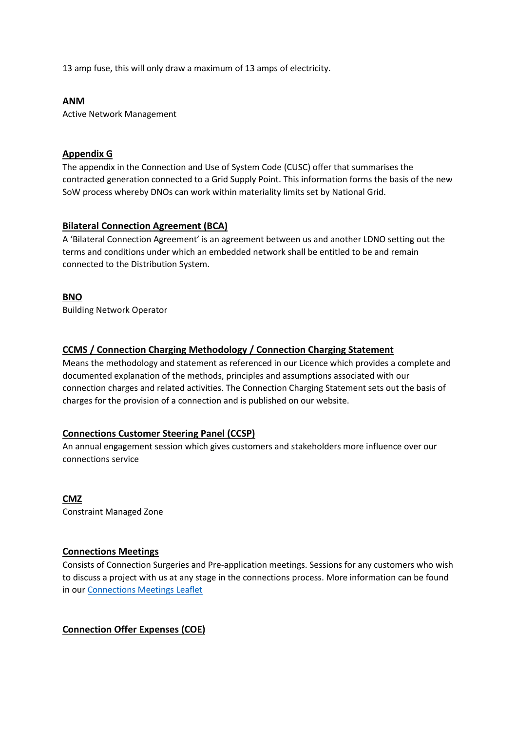13 amp fuse, this will only draw a maximum of 13 amps of electricity.

**ANM**

Active Network Management

**Appendix G**

The appendix in the Connection and Use of System Code (CUSC) offer that summarises the contracted generation connected to a Grid Supply Point. This information forms the basis of the new SoW process whereby DNOs can work within materiality limits set by National Grid.

**Bilateral Connection Agreement (BCA)**

A 'Bilateral Connection Agreement' is an agreement between us and another LDNO setting out the terms and conditions under which an embedded network shall be entitled to be and remain connected to the Distribution System.

**BNO**

Building Network Operator

**CCMS / Connection Charging Methodology / Connection Charging Statement**

Means the methodology and statement as referenced in our Licence which provides a complete and documented explanation of the methods, principles and assumptions associated with our connection charges and related activities. The Connection Charging Statement sets out the basis of charges for the provision of a connection and is published on our website.

**Connections Customer Steering Panel (CCSP)**

An annual engagement session which gives customers and stakeholders more influence over our connections service

**CMZ**

Constraint Managed Zone

**Connections Meetings**

Consists of Connection Surgeries and Pre-application meetings. Sessions for any customers who wish to discuss a project with us at any stage in the connections process. More information can be found in our Connections Meetings Leaflet

**Connection Offer Expenses (COE)**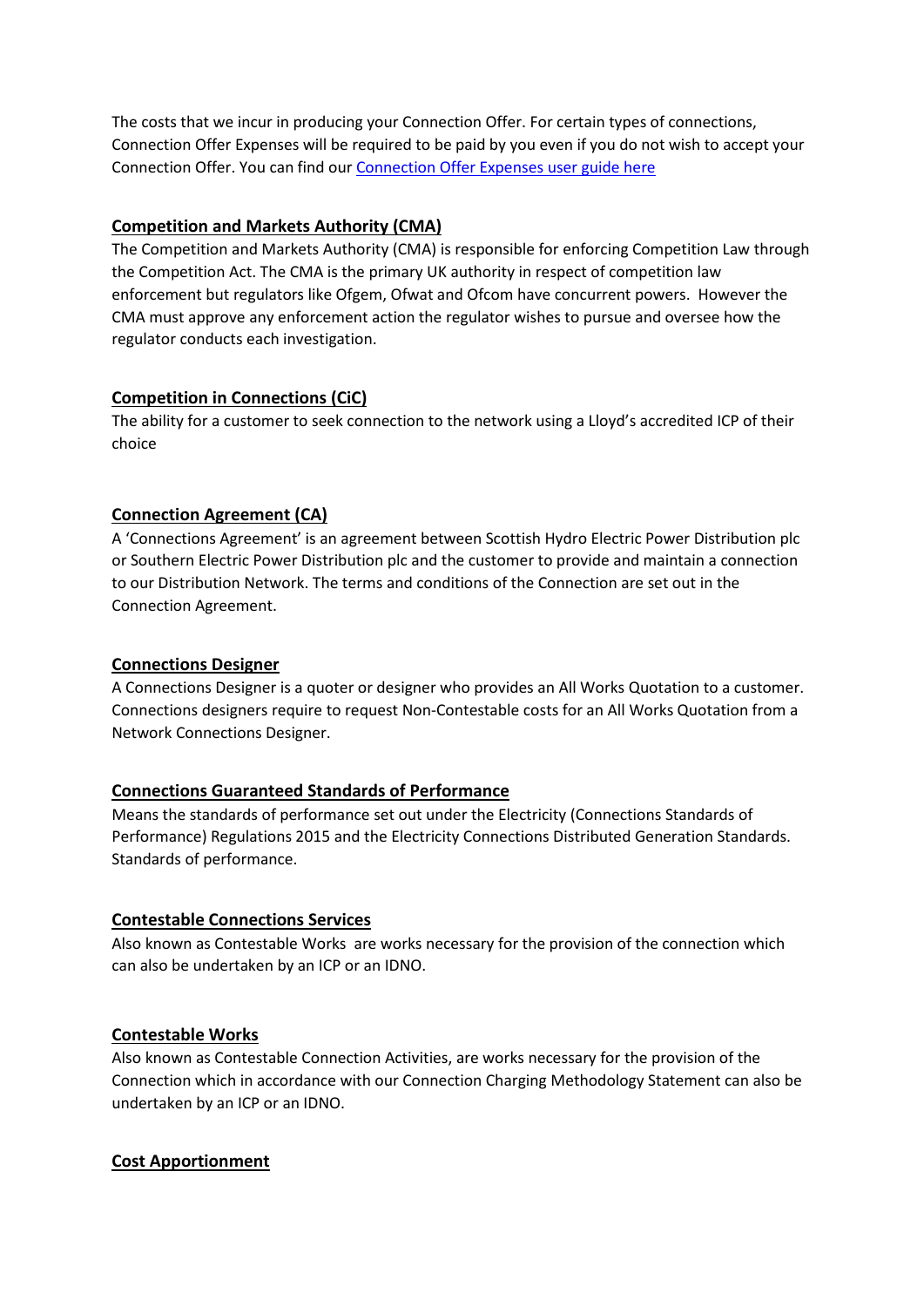The costs that we incur in producing your Connection Offer. For certain types of connections, Connection Offer Expenses will be required to be paid by you even if you do not wish to accept your Connection Offer. You can find our [Connection Offer Expenses user guide here]()

### Competition and Markets Authority (CMA)

The Competition and Markets Authority (CMA) is responsible for enforcing Competition Law through the Competition Act. The CMA is the primary UK authority in respect of competition law enforcement but regulators like Ofgem, Ofwat and Ofcom have concurrent powers. However the CMA must approve any enforcement action the regulator wishes to pursue and oversee how the regulator conducts each investigation.

### Competition in Connections (CiC)

The ability for a customer to seek connection to the network using a Lloyd's accredited ICP of their choice

### Connection Agreement (CA)

A 'Connections Agreement' is an agreement between Scottish Hydro Electric Power Distribution plc or Southern Electric Power Distribution plc and the customer to provide and maintain a connection to our Distribution Network. The terms and conditions of the Connection are set out in the Connection Agreement.

### Connections Designer

A Connections Designer is a quoter or designer who provides an All Works Quotation to a customer. Connections designers require to request Non-Contestable costs for an All Works Quotation from a Network Connections Designer.

### Connections Guaranteed Standards of Performance

Means the standards of performance set out under the Electricity (Connections Standards of Performance) Regulations 2015 and the Electricity Connections Distributed Generation Standards. Standards of performance.

### Contestable Connections Services

Also known as Contestable Works are works necessary for the provision of the connection which can also be undertaken by an ICP or an IDNO.

### Contestable Works

Also known as Contestable Connection Activities, are works necessary for the provision of the Connection which in accordance with our Connection Charging Methodology Statement can also be undertaken by an ICP or an IDNO.

### Cost Apportionment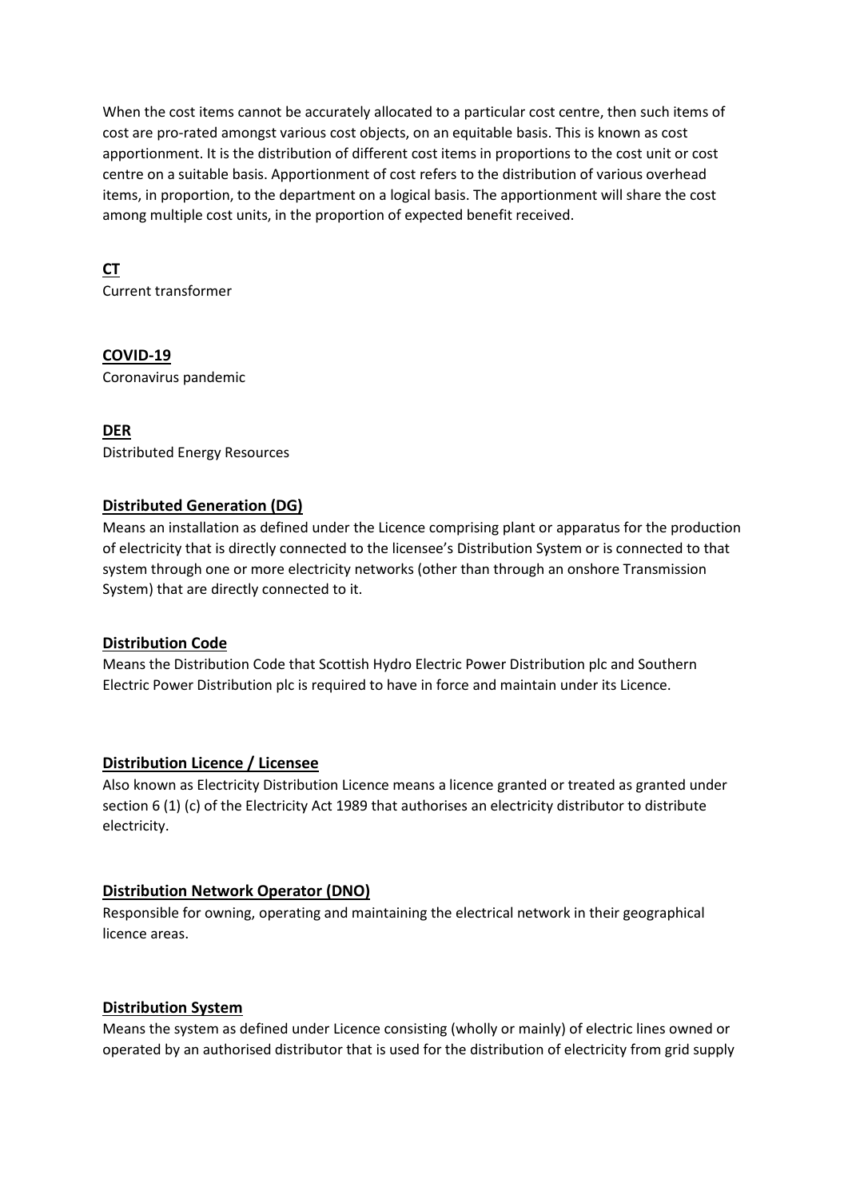When the cost items cannot be accurately allocated to a particular cost centre, then such items of cost are pro-rated amongst various cost objects, on an equitable basis. This is known as cost apportionment. It is the distribution of different cost items in proportions to the cost unit or cost centre on a suitable basis. Apportionment of cost refers to the distribution of various overhead items, in proportion, to the department on a logical basis. The apportionment will share the cost among multiple cost units, in the proportion of expected benefit received.

**CT**

Current transformer

**COVID-19**

Coronavirus pandemic

**DER**

Distributed Energy Resources

**Distributed Generation (DG)**

Means an installation as defined under the Licence comprising plant or apparatus for the production of electricity that is directly connected to the licensee's Distribution System or is connected to that system through one or more electricity networks (other than through an onshore Transmission System) that are directly connected to it.

**Distribution Code**

Means the Distribution Code that Scottish Hydro Electric Power Distribution plc and Southern Electric Power Distribution plc is required to have in force and maintain under its Licence.

**Distribution Licence / Licensee**

Also known as Electricity Distribution Licence means a licence granted or treated as granted under section 6 (1) (c) of the Electricity Act 1989 that authorises an electricity distributor to distribute electricity.

**Distribution Network Operator (DNO)**

Responsible for owning, operating and maintaining the electrical network in their geographical licence areas.

**Distribution System**

Means the system as defined under Licence consisting (wholly or mainly) of electric lines owned or operated by an authorised distributor that is used for the distribution of electricity from grid supply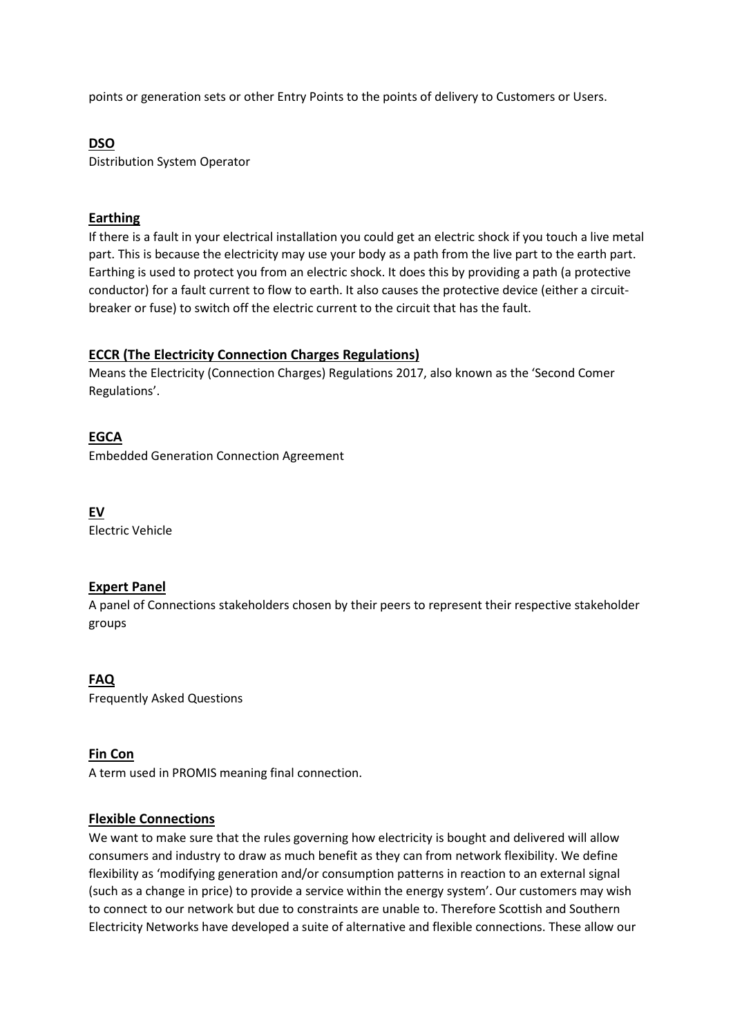points or generation sets or other Entry Points to the points of delivery to Customers or Users.

**DSO**

Distribution System Operator

**Earthing**

If there is a fault in your electrical installation you could get an electric shock if you touch a live metal part. This is because the electricity may use your body as a path from the live part to the earth part. Earthing is used to protect you from an electric shock. It does this by providing a path (a protective conductor) for a fault current to flow to earth. It also causes the protective device (either a circuit-breaker or fuse) to switch off the electric current to the circuit that has the fault.

**ECCR (The Electricity Connection Charges Regulations)**

Means the Electricity (Connection Charges) Regulations 2017, also known as the 'Second Comer Regulations'.

**EGCA**

Embedded Generation Connection Agreement

**EV**

Electric Vehicle

**Expert Panel**

A panel of Connections stakeholders chosen by their peers to represent their respective stakeholder groups

**FAQ**

Frequently Asked Questions

**Fin Con**

A term used in PROMIS meaning final connection.

**Flexible Connections**

We want to make sure that the rules governing how electricity is bought and delivered will allow consumers and industry to draw as much benefit as they can from network flexibility. We define flexibility as 'modifying generation and/or consumption patterns in reaction to an external signal (such as a change in price) to provide a service within the energy system'. Our customers may wish to connect to our network but due to constraints are unable to. Therefore Scottish and Southern Electricity Networks have developed a suite of alternative and flexible connections. These allow our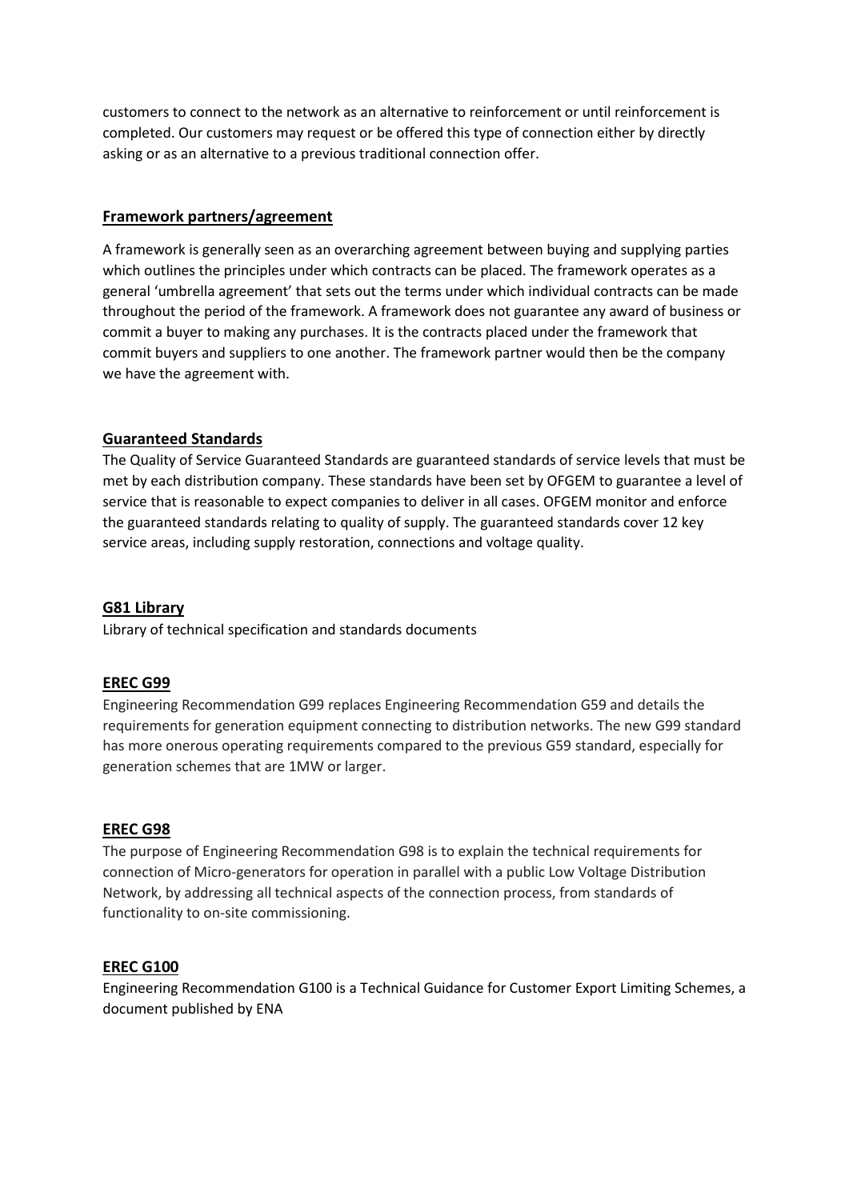customers to connect to the network as an alternative to reinforcement or until reinforcement is completed. Our customers may request or be offered this type of connection either by directly asking or as an alternative to a previous traditional connection offer.

## Framework partners/agreement

A framework is generally seen as an overarching agreement between buying and supplying parties which outlines the principles under which contracts can be placed. The framework operates as a general 'umbrella agreement' that sets out the terms under which individual contracts can be made throughout the period of the framework. A framework does not guarantee any award of business or commit a buyer to making any purchases. It is the contracts placed under the framework that commit buyers and suppliers to one another. The framework partner would then be the company we have the agreement with.

## Guaranteed Standards

The Quality of Service Guaranteed Standards are guaranteed standards of service levels that must be met by each distribution company. These standards have been set by OFGEM to guarantee a level of service that is reasonable to expect companies to deliver in all cases. OFGEM monitor and enforce the guaranteed standards relating to quality of supply. The guaranteed standards cover 12 key service areas, including supply restoration, connections and voltage quality.

## G81 Library

Library of technical specification and standards documents

## EREC G99

Engineering Recommendation G99 replaces Engineering Recommendation G59 and details the requirements for generation equipment connecting to distribution networks. The new G99 standard has more onerous operating requirements compared to the previous G59 standard, especially for generation schemes that are 1MW or larger.

## EREC G98

The purpose of Engineering Recommendation G98 is to explain the technical requirements for connection of Micro-generators for operation in parallel with a public Low Voltage Distribution Network, by addressing all technical aspects of the connection process, from standards of functionality to on-site commissioning.

## EREC G100

Engineering Recommendation G100 is a Technical Guidance for Customer Export Limiting Schemes, a document published by ENA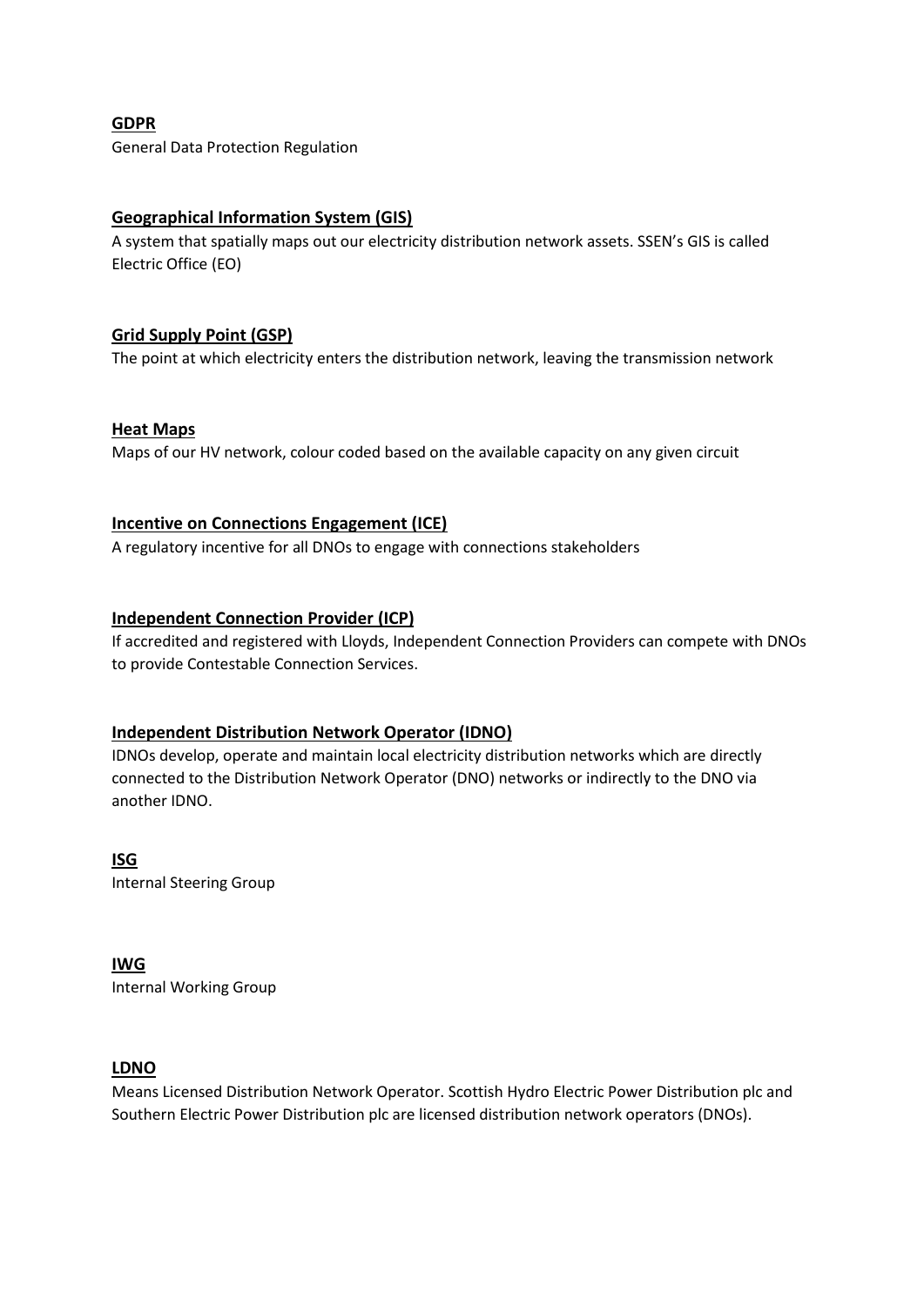**GDPR**

General Data Protection Regulation

**Geographical Information System (GIS)**

A system that spatially maps out our electricity distribution network assets. SSEN's GIS is called Electric Office (EO)

**Grid Supply Point (GSP)**

The point at which electricity enters the distribution network, leaving the transmission network

**Heat Maps**

Maps of our HV network, colour coded based on the available capacity on any given circuit

**Incentive on Connections Engagement (ICE)**

A regulatory incentive for all DNOs to engage with connections stakeholders

**Independent Connection Provider (ICP)**

If accredited and registered with Lloyds, Independent Connection Providers can compete with DNOs to provide Contestable Connection Services.

**Independent Distribution Network Operator (IDNO)**

IDNOs develop, operate and maintain local electricity distribution networks which are directly connected to the Distribution Network Operator (DNO) networks or indirectly to the DNO via another IDNO.

**ISG**

Internal Steering Group

**IWG**

Internal Working Group

**LDNO**

Means Licensed Distribution Network Operator. Scottish Hydro Electric Power Distribution plc and Southern Electric Power Distribution plc are licensed distribution network operators (DNOs).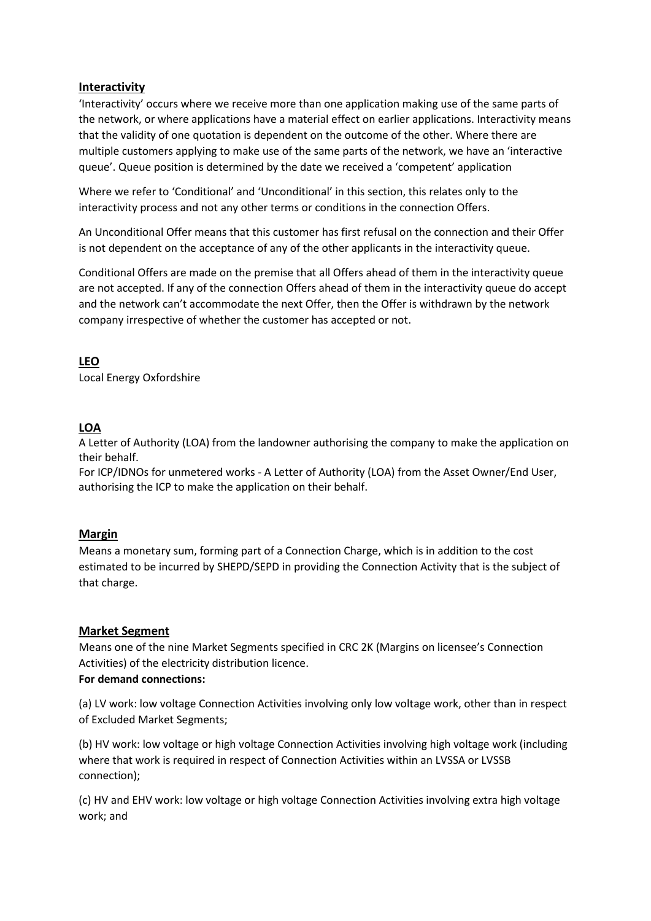**Interactivity**

'Interactivity' occurs where we receive more than one application making use of the same parts of the network, or where applications have a material effect on earlier applications. Interactivity means that the validity of one quotation is dependent on the outcome of the other. Where there are multiple customers applying to make use of the same parts of the network, we have an 'interactive queue'. Queue position is determined by the date we received a 'competent' application

Where we refer to 'Conditional' and 'Unconditional' in this section, this relates only to the interactivity process and not any other terms or conditions in the connection Offers.

An Unconditional Offer means that this customer has first refusal on the connection and their Offer is not dependent on the acceptance of any of the other applicants in the interactivity queue.

Conditional Offers are made on the premise that all Offers ahead of them in the interactivity queue are not accepted. If any of the connection Offers ahead of them in the interactivity queue do accept and the network can't accommodate the next Offer, then the Offer is withdrawn by the network company irrespective of whether the customer has accepted or not.

**LEO**

Local Energy Oxfordshire

**LOA**

A Letter of Authority (LOA) from the landowner authorising the company to make the application on their behalf.

For ICP/IDNOs for unmetered works - A Letter of Authority (LOA) from the Asset Owner/End User, authorising the ICP to make the application on their behalf.

**Margin**

Means a monetary sum, forming part of a Connection Charge, which is in addition to the cost estimated to be incurred by SHEPD/SEPD in providing the Connection Activity that is the subject of that charge.

**Market Segment**

Means one of the nine Market Segments specified in CRC 2K (Margins on licensee's Connection Activities) of the electricity distribution licence.

**For demand connections:**

(a) LV work: low voltage Connection Activities involving only low voltage work, other than in respect of Excluded Market Segments;

(b) HV work: low voltage or high voltage Connection Activities involving high voltage work (including where that work is required in respect of Connection Activities within an LVSSA or LVSSB connection);

(c) HV and EHV work: low voltage or high voltage Connection Activities involving extra high voltage work; and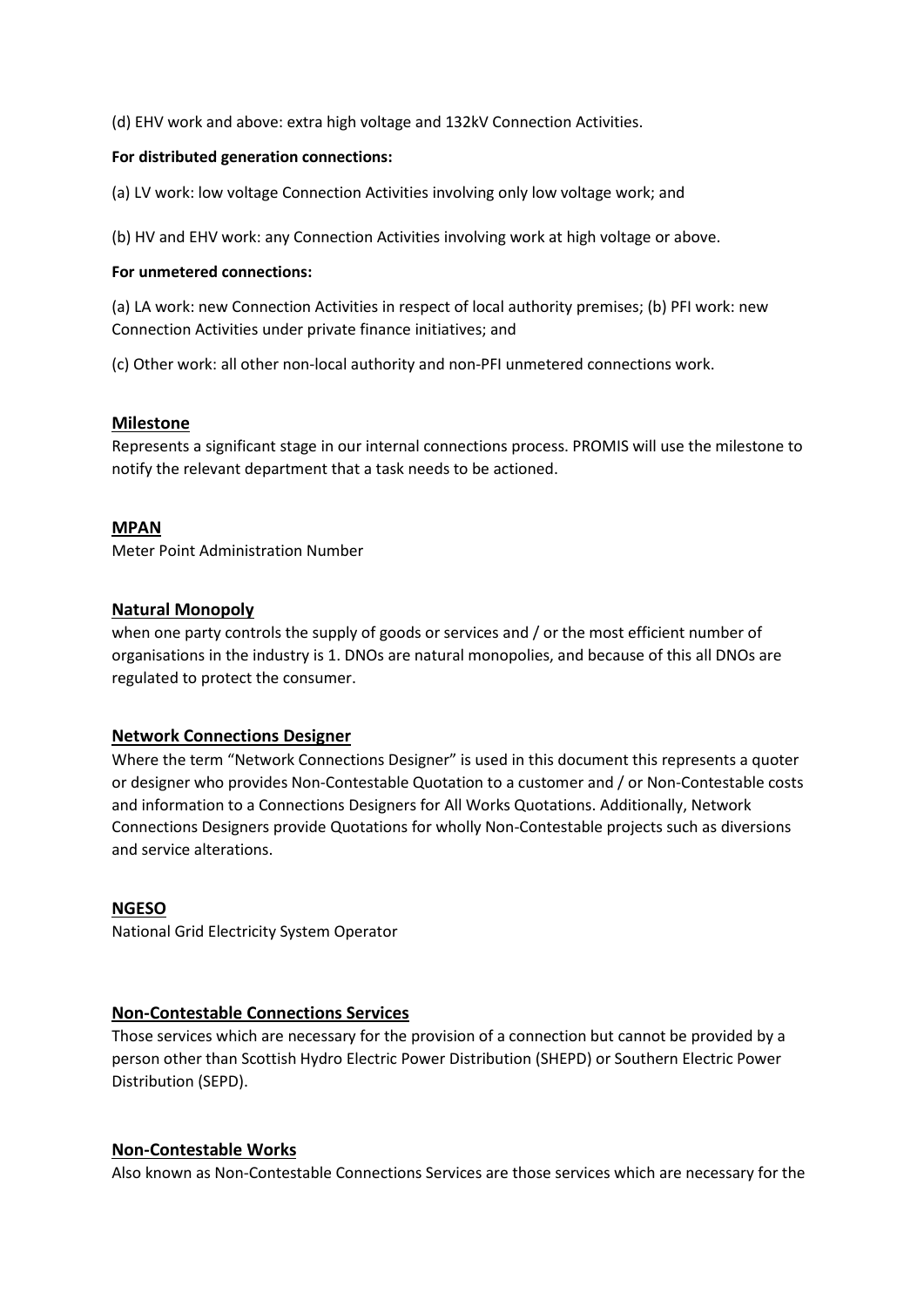(d) EHV work and above: extra high voltage and 132kV Connection Activities.

**For distributed generation connections:**

(a) LV work: low voltage Connection Activities involving only low voltage work; and

(b) HV and EHV work: any Connection Activities involving work at high voltage or above.

**For unmetered connections:**

(a) LA work: new Connection Activities in respect of local authority premises; (b) PFI work: new Connection Activities under private finance initiatives; and

(c) Other work: all other non-local authority and non-PFI unmetered connections work.

### Milestone

Represents a significant stage in our internal connections process. PROMIS will use the milestone to notify the relevant department that a task needs to be actioned.

### MPAN

Meter Point Administration Number

### Natural Monopoly

when one party controls the supply of goods or services and / or the most efficient number of organisations in the industry is 1. DNOs are natural monopolies, and because of this all DNOs are regulated to protect the consumer.

### Network Connections Designer

Where the term "Network Connections Designer" is used in this document this represents a quoter or designer who provides Non-Contestable Quotation to a customer and / or Non-Contestable costs and information to a Connections Designers for All Works Quotations. Additionally, Network Connections Designers provide Quotations for wholly Non-Contestable projects such as diversions and service alterations.

### NGESO

National Grid Electricity System Operator

### Non-Contestable Connections Services

Those services which are necessary for the provision of a connection but cannot be provided by a person other than Scottish Hydro Electric Power Distribution (SHEPD) or Southern Electric Power Distribution (SEPD).

### Non-Contestable Works

Also known as Non-Contestable Connections Services are those services which are necessary for the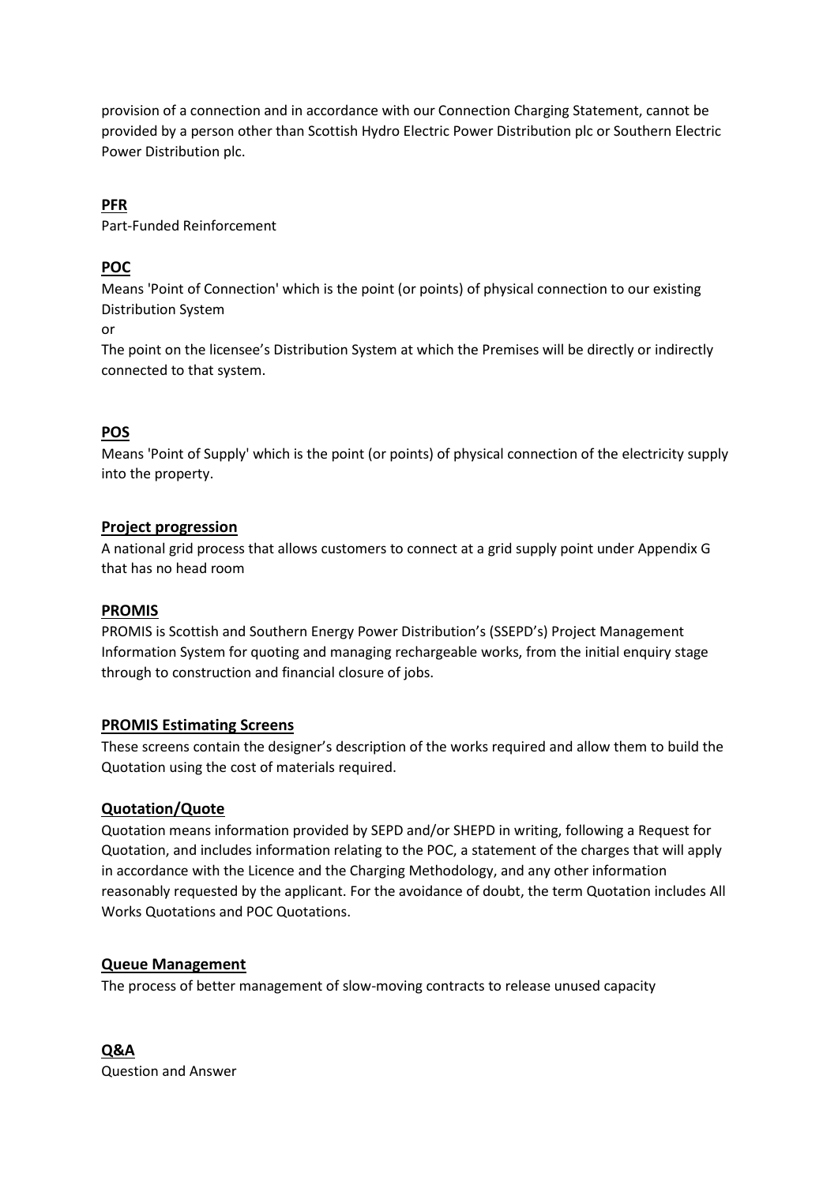provision of a connection and in accordance with our Connection Charging Statement, cannot be provided by a person other than Scottish Hydro Electric Power Distribution plc or Southern Electric Power Distribution plc.

**PFR**

Part-Funded Reinforcement

**POC**

Means 'Point of Connection' which is the point (or points) of physical connection to our existing Distribution System

or

The point on the licensee's Distribution System at which the Premises will be directly or indirectly connected to that system.

**POS**

Means 'Point of Supply' which is the point (or points) of physical connection of the electricity supply into the property.

**Project progression**

A national grid process that allows customers to connect at a grid supply point under Appendix G that has no head room

**PROMIS**

PROMIS is Scottish and Southern Energy Power Distribution's (SSEPD's) Project Management Information System for quoting and managing rechargeable works, from the initial enquiry stage through to construction and financial closure of jobs.

**PROMIS Estimating Screens**

These screens contain the designer's description of the works required and allow them to build the Quotation using the cost of materials required.

**Quotation/Quote**

Quotation means information provided by SEPD and/or SHEPD in writing, following a Request for Quotation, and includes information relating to the POC, a statement of the charges that will apply in accordance with the Licence and the Charging Methodology, and any other information reasonably requested by the applicant. For the avoidance of doubt, the term Quotation includes All Works Quotations and POC Quotations.

**Queue Management**

The process of better management of slow-moving contracts to release unused capacity

**Q&A**

Question and Answer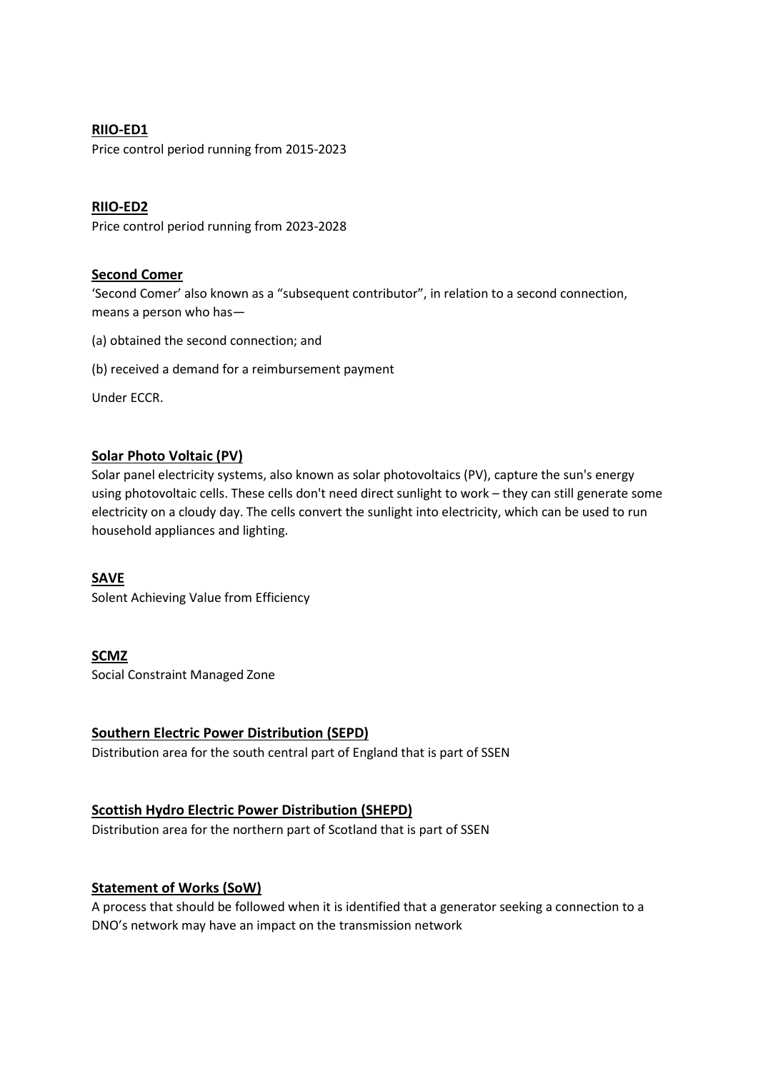**<u>RIIO-ED1</u>**
Price control period running from 2015-2023

**<u>RIIO-ED2</u>**
Price control period running from 2023-2028

**<u>Second Comer</u>**
'Second Comer' also known as a "subsequent contributor", in relation to a second connection, means a person who has—

(a) obtained the second connection; and

(b) received a demand for a reimbursement payment

Under ECCR.

**<u>Solar Photo Voltaic (PV)</u>**
Solar panel electricity systems, also known as solar photovoltaics (PV), capture the sun's energy using photovoltaic cells. These cells don't need direct sunlight to work – they can still generate some electricity on a cloudy day. The cells convert the sunlight into electricity, which can be used to run household appliances and lighting.

**<u>SAVE</u>**
Solent Achieving Value from Efficiency

**<u>SCMZ</u>**
Social Constraint Managed Zone

**<u>Southern Electric Power Distribution (SEPD)</u>**
Distribution area for the south central part of England that is part of SSEN

**<u>Scottish Hydro Electric Power Distribution (SHEPD)</u>**
Distribution area for the northern part of Scotland that is part of SSEN

**<u>Statement of Works (SoW)</u>**
A process that should be followed when it is identified that a generator seeking a connection to a DNO's network may have an impact on the transmission network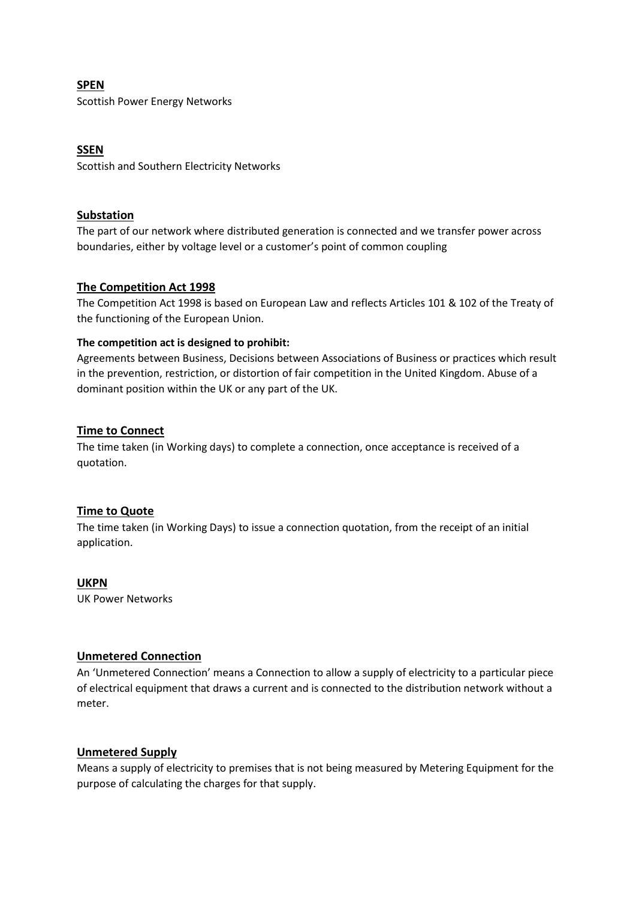**SPEN**
Scottish Power Energy Networks

**SSEN**
Scottish and Southern Electricity Networks

**Substation**
The part of our network where distributed generation is connected and we transfer power across boundaries, either by voltage level or a customer's point of common coupling

**The Competition Act 1998**
The Competition Act 1998 is based on European Law and reflects Articles 101 & 102 of the Treaty of the functioning of the European Union.

**The competition act is designed to prohibit:**
Agreements between Business, Decisions between Associations of Business or practices which result in the prevention, restriction, or distortion of fair competition in the United Kingdom. Abuse of a dominant position within the UK or any part of the UK.

**Time to Connect**
The time taken (in Working days) to complete a connection, once acceptance is received of a quotation.

**Time to Quote**
The time taken (in Working Days) to issue a connection quotation, from the receipt of an initial application.

**UKPN**
UK Power Networks

**Unmetered Connection**
An 'Unmetered Connection' means a Connection to allow a supply of electricity to a particular piece of electrical equipment that draws a current and is connected to the distribution network without a meter.

**Unmetered Supply**
Means a supply of electricity to premises that is not being measured by Metering Equipment for the purpose of calculating the charges for that supply.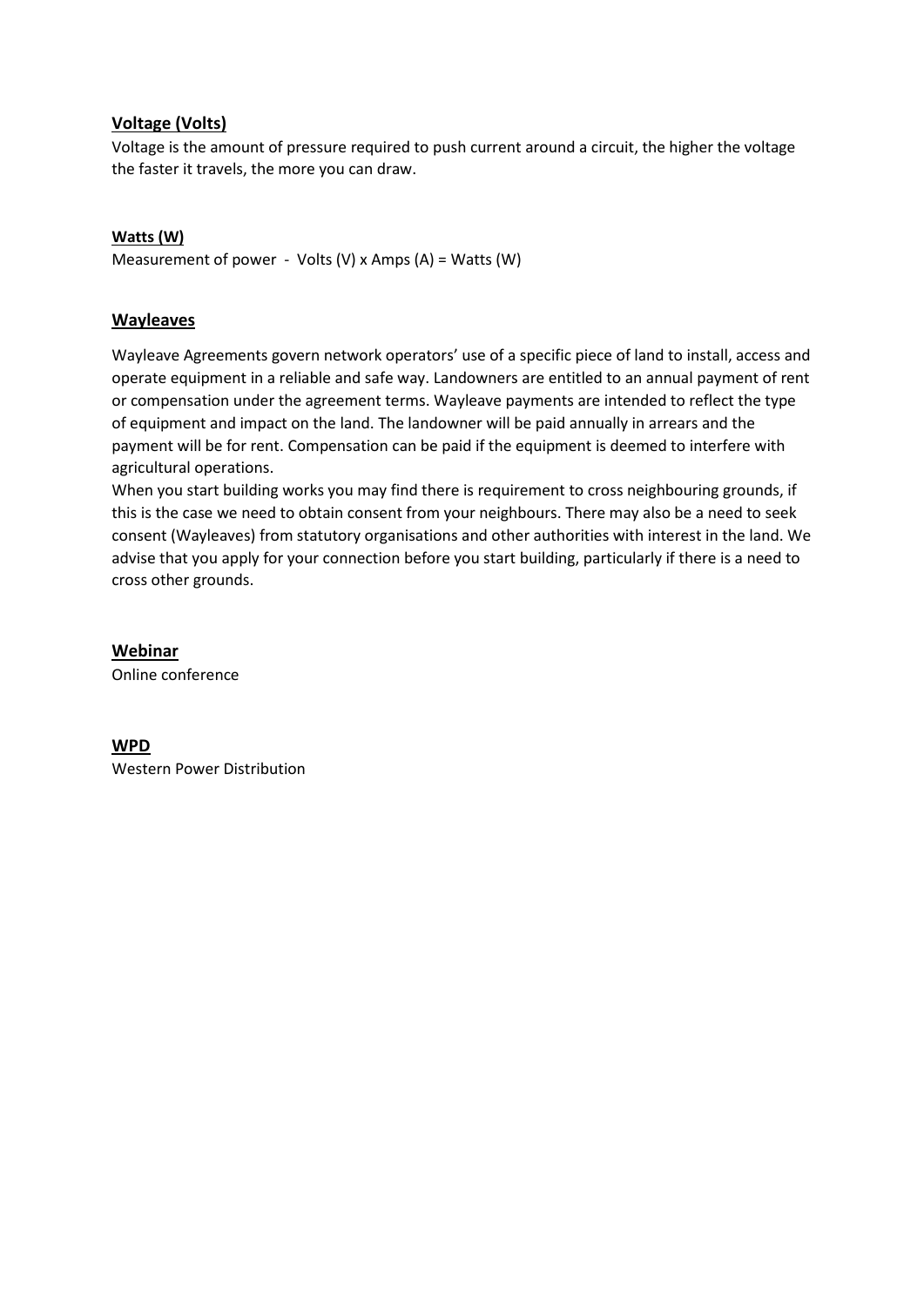### Voltage (Volts)

Voltage is the amount of pressure required to push current around a circuit, the higher the voltage the faster it travels, the more you can draw.

#### Watts (W)

Measurement of power - Volts (V) x Amps (A) = Watts (W)

### Wayleaves

Wayleave Agreements govern network operators' use of a specific piece of land to install, access and operate equipment in a reliable and safe way. Landowners are entitled to an annual payment of rent or compensation under the agreement terms. Wayleave payments are intended to reflect the type of equipment and impact on the land. The landowner will be paid annually in arrears and the payment will be for rent. Compensation can be paid if the equipment is deemed to interfere with agricultural operations.

When you start building works you may find there is requirement to cross neighbouring grounds, if this is the case we need to obtain consent from your neighbours. There may also be a need to seek consent (Wayleaves) from statutory organisations and other authorities with interest in the land. We advise that you apply for your connection before you start building, particularly if there is a need to cross other grounds.

### Webinar

Online conference

### WPD

Western Power Distribution